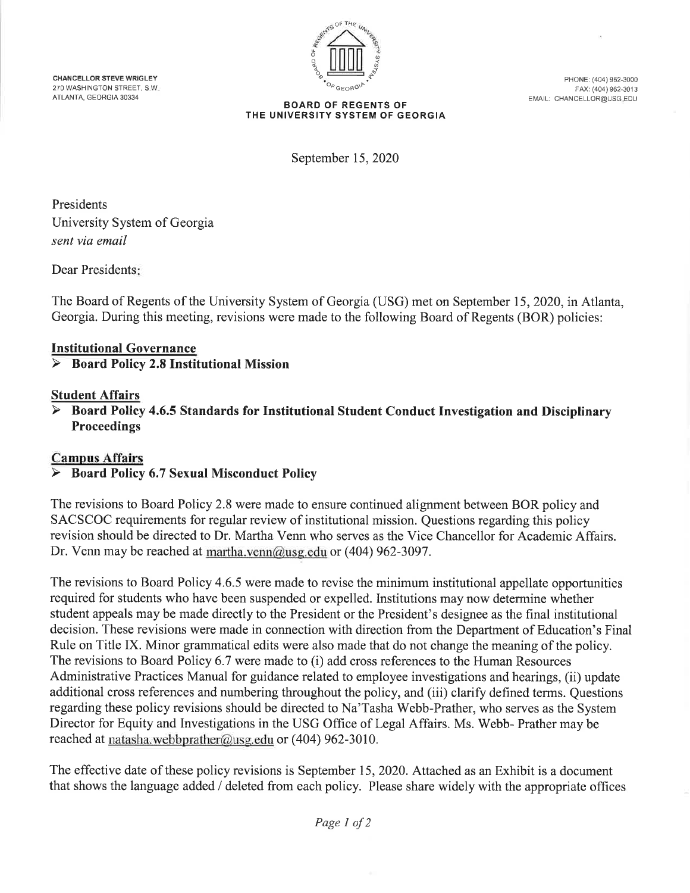CHANCELLOR STEVE WRIGLEY
270 WASHINGTON STREET, S.W.
ATLANTA, GEORGIA 30334

**BOARD OF REGENTS OF THE UNIVERSITY SYSTEM OF GEORGIA**

PHONE: (404) 962-3000
FAX: (404) 962-3013
EMAIL: CHANCELLOR@USG.EDU

September 15, 2020

Presidents
University System of Georgia
*sent via email*

Dear Presidents:

The Board of Regents of the University System of Georgia (USG) met on September 15, 2020, in Atlanta, Georgia. During this meeting, revisions were made to the following Board of Regents (BOR) policies:

**Institutional Governance**

- **Board Policy 2.8 Institutional Mission**

**Student Affairs**

- **Board Policy 4.6.5 Standards for Institutional Student Conduct Investigation and Disciplinary Proceedings**

**Campus Affairs**

- **Board Policy 6.7 Sexual Misconduct Policy**

The revisions to Board Policy 2.8 were made to ensure continued alignment between BOR policy and SACSCOC requirements for regular review of institutional mission. Questions regarding this policy revision should be directed to Dr. Martha Venn who serves as the Vice Chancellor for Academic Affairs. Dr. Venn may be reached at martha.venn@usg.edu or (404) 962-3097.

The revisions to Board Policy 4.6.5 were made to revise the minimum institutional appellate opportunities required for students who have been suspended or expelled. Institutions may now determine whether student appeals may be made directly to the President or the President's designee as the final institutional decision. These revisions were made in connection with direction from the Department of Education's Final Rule on Title IX. Minor grammatical edits were also made that do not change the meaning of the policy. The revisions to Board Policy 6.7 were made to (i) add cross references to the Human Resources Administrative Practices Manual for guidance related to employee investigations and hearings, (ii) update additional cross references and numbering throughout the policy, and (iii) clarify defined terms. Questions regarding these policy revisions should be directed to Na'Tasha Webb-Prather, who serves as the System Director for Equity and Investigations in the USG Office of Legal Affairs. Ms. Webb- Prather may be reached at natasha.webbprather@usg.edu or (404) 962-3010.

The effective date of these policy revisions is September 15, 2020. Attached as an Exhibit is a document that shows the language added / deleted from each policy. Please share widely with the appropriate offices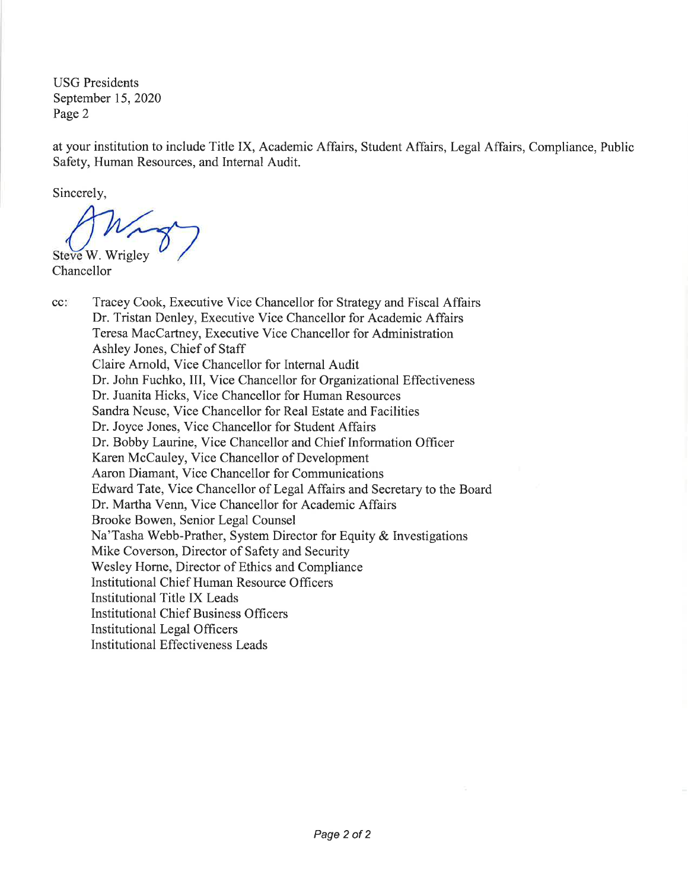USG Presidents
September 15, 2020
Page 2

at your institution to include Title IX, Academic Affairs, Student Affairs, Legal Affairs, Compliance, Public Safety, Human Resources, and Internal Audit.

Sincerely,

Steve W. Wrigley
Chancellor

cc: Tracey Cook, Executive Vice Chancellor for Strategy and Fiscal Affairs
Dr. Tristan Denley, Executive Vice Chancellor for Academic Affairs
Teresa MacCartney, Executive Vice Chancellor for Administration
Ashley Jones, Chief of Staff
Claire Arnold, Vice Chancellor for Internal Audit
Dr. John Fuchko, III, Vice Chancellor for Organizational Effectiveness
Dr. Juanita Hicks, Vice Chancellor for Human Resources
Sandra Neuse, Vice Chancellor for Real Estate and Facilities
Dr. Joyce Jones, Vice Chancellor for Student Affairs
Dr. Bobby Laurine, Vice Chancellor and Chief Information Officer
Karen McCauley, Vice Chancellor of Development
Aaron Diamant, Vice Chancellor for Communications
Edward Tate, Vice Chancellor of Legal Affairs and Secretary to the Board
Dr. Martha Venn, Vice Chancellor for Academic Affairs
Brooke Bowen, Senior Legal Counsel
Na'Tasha Webb-Prather, System Director for Equity & Investigations
Mike Coverson, Director of Safety and Security
Wesley Horne, Director of Ethics and Compliance
Institutional Chief Human Resource Officers
Institutional Title IX Leads
Institutional Chief Business Officers
Institutional Legal Officers
Institutional Effectiveness Leads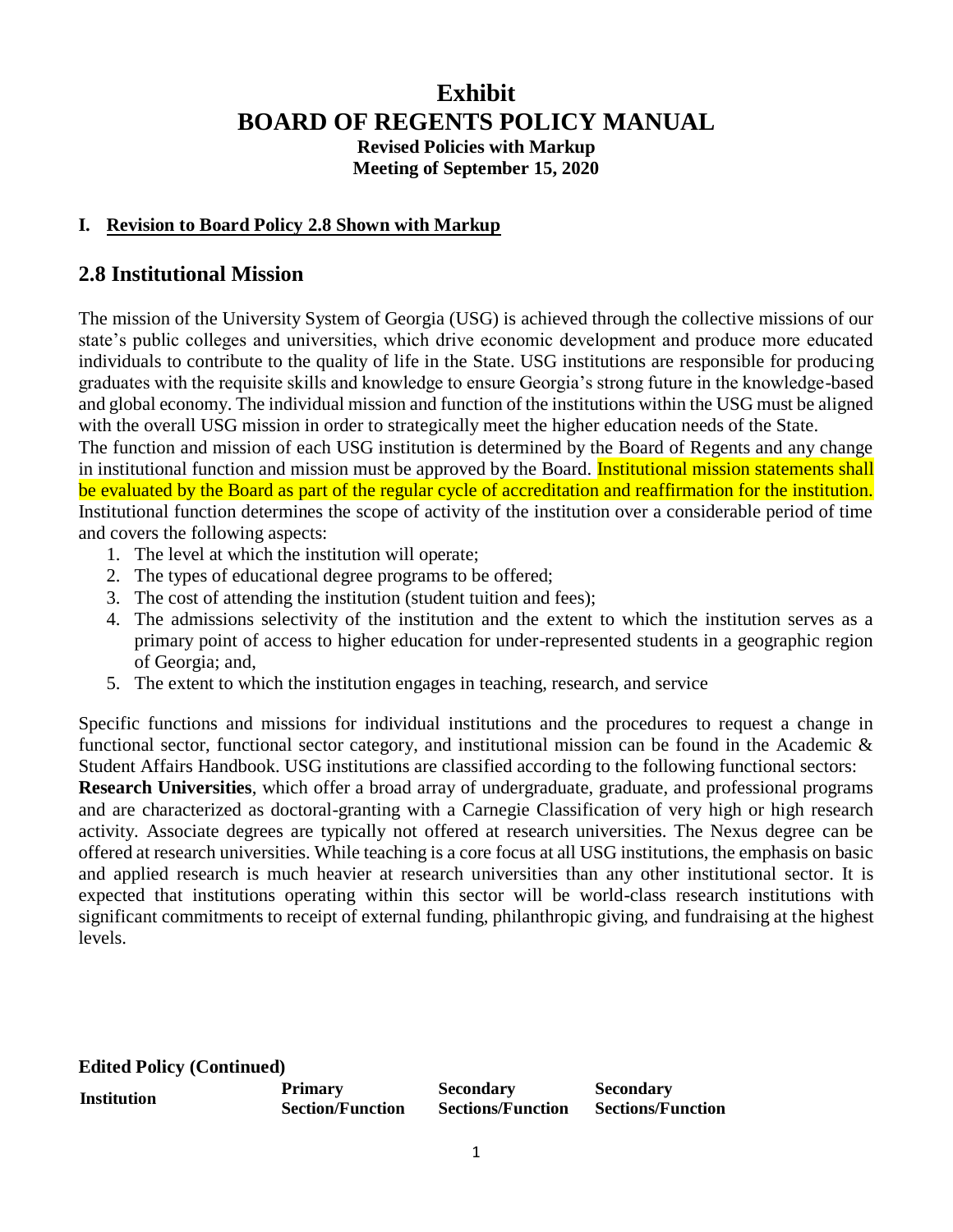# Exhibit
# BOARD OF REGENTS POLICY MANUAL

**Revised Policies with Markup**
**Meeting of September 15, 2020**

**I. Revision to Board Policy 2.8 Shown with Markup**

## 2.8 Institutional Mission

The mission of the University System of Georgia (USG) is achieved through the collective missions of our state's public colleges and universities, which drive economic development and produce more educated individuals to contribute to the quality of life in the State. USG institutions are responsible for producing graduates with the requisite skills and knowledge to ensure Georgia's strong future in the knowledge-based and global economy. The individual mission and function of the institutions within the USG must be aligned with the overall USG mission in order to strategically meet the higher education needs of the State.
The function and mission of each USG institution is determined by the Board of Regents and any change in institutional function and mission must be approved by the Board. Institutional mission statements shall be evaluated by the Board as part of the regular cycle of accreditation and reaffirmation for the institution. Institutional function determines the scope of activity of the institution over a considerable period of time and covers the following aspects:

1. The level at which the institution will operate;
2. The types of educational degree programs to be offered;
3. The cost of attending the institution (student tuition and fees);
4. The admissions selectivity of the institution and the extent to which the institution serves as a primary point of access to higher education for under-represented students in a geographic region of Georgia; and,
5. The extent to which the institution engages in teaching, research, and service

Specific functions and missions for individual institutions and the procedures to request a change in functional sector, functional sector category, and institutional mission can be found in the Academic & Student Affairs Handbook. USG institutions are classified according to the following functional sectors:
**Research Universities**, which offer a broad array of undergraduate, graduate, and professional programs and are characterized as doctoral-granting with a Carnegie Classification of very high or high research activity. Associate degrees are typically not offered at research universities. The Nexus degree can be offered at research universities. While teaching is a core focus at all USG institutions, the emphasis on basic and applied research is much heavier at research universities than any other institutional sector. It is expected that institutions operating within this sector will be world-class research institutions with significant commitments to receipt of external funding, philanthropic giving, and fundraising at the highest levels.

**Edited Policy (Continued)**

| Institution | Primary Section/Function | Secondary Sections/Function | Secondary Sections/Function |
|---|---|---|---|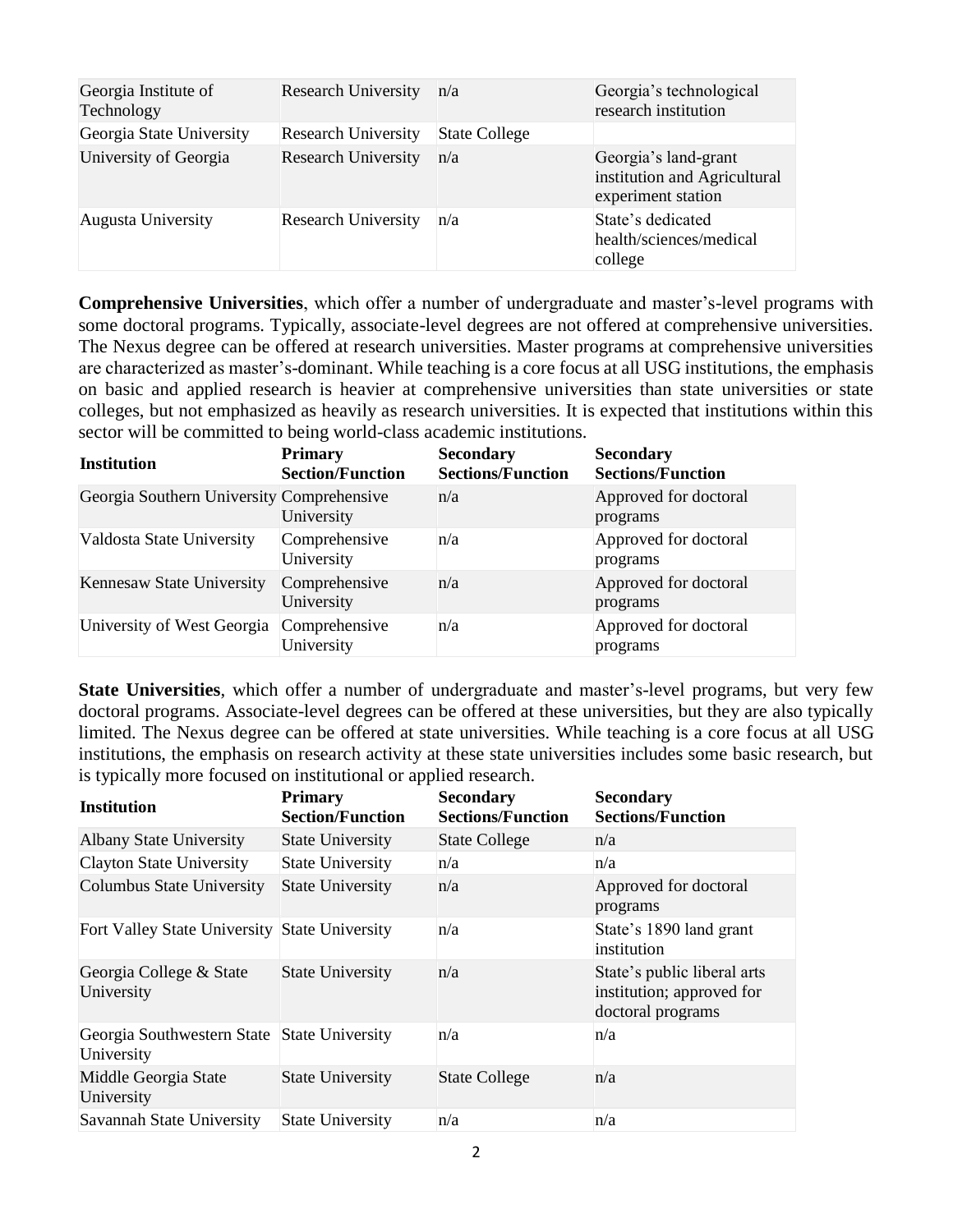| Georgia Institute of Technology | Research University | n/a | Georgia's technological research institution |
|---|---|---|---|
| Georgia State University | Research University | State College | |
| University of Georgia | Research University | n/a | Georgia's land-grant institution and Agricultural experiment station |
| Augusta University | Research University | n/a | State's dedicated health/sciences/medical college |

**Comprehensive Universities**, which offer a number of undergraduate and master's-level programs with some doctoral programs. Typically, associate-level degrees are not offered at comprehensive universities. The Nexus degree can be offered at research universities. Master programs at comprehensive universities are characterized as master's-dominant. While teaching is a core focus at all USG institutions, the emphasis on basic and applied research is heavier at comprehensive universities than state universities or state colleges, but not emphasized as heavily as research universities. It is expected that institutions within this sector will be committed to being world-class academic institutions.

| Institution | Primary Section/Function | Secondary Sections/Function | Secondary Sections/Function |
|---|---|---|---|
| Georgia Southern University | Comprehensive University | n/a | Approved for doctoral programs |
| Valdosta State University | Comprehensive University | n/a | Approved for doctoral programs |
| Kennesaw State University | Comprehensive University | n/a | Approved for doctoral programs |
| University of West Georgia | Comprehensive University | n/a | Approved for doctoral programs |

**State Universities**, which offer a number of undergraduate and master's-level programs, but very few doctoral programs. Associate-level degrees can be offered at these universities, but they are also typically limited. The Nexus degree can be offered at state universities. While teaching is a core focus at all USG institutions, the emphasis on research activity at these state universities includes some basic research, but is typically more focused on institutional or applied research.

| Institution | Primary Section/Function | Secondary Sections/Function | Secondary Sections/Function |
|---|---|---|---|
| Albany State University | State University | State College | n/a |
| Clayton State University | State University | n/a | n/a |
| Columbus State University | State University | n/a | Approved for doctoral programs |
| Fort Valley State University | State University | n/a | State's 1890 land grant institution |
| Georgia College & State University | State University | n/a | State's public liberal arts institution; approved for doctoral programs |
| Georgia Southwestern State University | State University | n/a | n/a |
| Middle Georgia State University | State University | State College | n/a |
| Savannah State University | State University | n/a | n/a |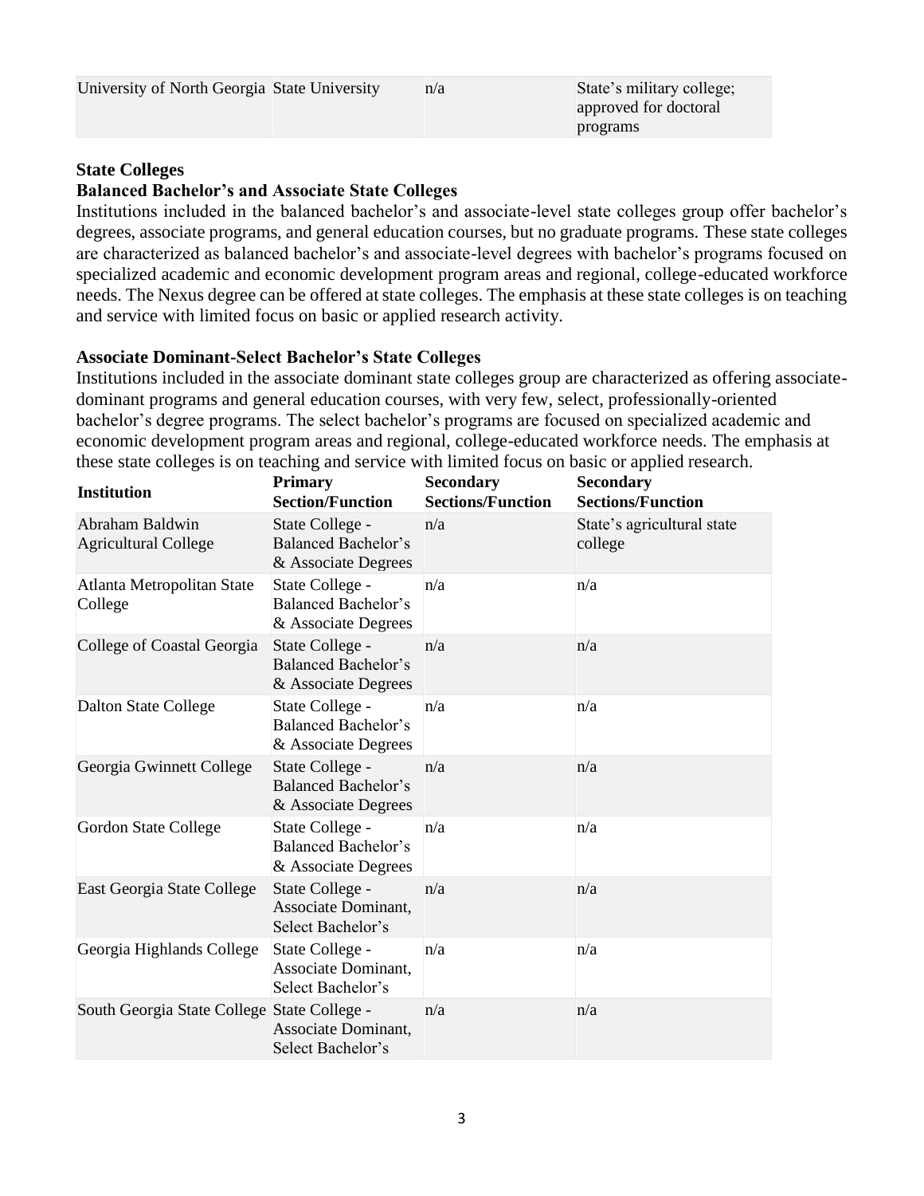| University of North Georgia | State University | n/a | State's military college; approved for doctoral programs |
|---|---|---|---|

**State Colleges**

**Balanced Bachelor's and Associate State Colleges**

Institutions included in the balanced bachelor's and associate-level state colleges group offer bachelor's degrees, associate programs, and general education courses, but no graduate programs. These state colleges are characterized as balanced bachelor's and associate-level degrees with bachelor's programs focused on specialized academic and economic development program areas and regional, college-educated workforce needs. The Nexus degree can be offered at state colleges. The emphasis at these state colleges is on teaching and service with limited focus on basic or applied research activity.

**Associate Dominant-Select Bachelor's State Colleges**

Institutions included in the associate dominant state colleges group are characterized as offering associate-dominant programs and general education courses, with very few, select, professionally-oriented bachelor's degree programs. The select bachelor's programs are focused on specialized academic and economic development program areas and regional, college-educated workforce needs. The emphasis at these state colleges is on teaching and service with limited focus on basic or applied research.

| Institution | Primary Section/Function | Secondary Sections/Function | Secondary Sections/Function |
|---|---|---|---|
| Abraham Baldwin Agricultural College | State College - Balanced Bachelor's & Associate Degrees | n/a | State's agricultural state college |
| Atlanta Metropolitan State College | State College - Balanced Bachelor's & Associate Degrees | n/a | n/a |
| College of Coastal Georgia | State College - Balanced Bachelor's & Associate Degrees | n/a | n/a |
| Dalton State College | State College - Balanced Bachelor's & Associate Degrees | n/a | n/a |
| Georgia Gwinnett College | State College - Balanced Bachelor's & Associate Degrees | n/a | n/a |
| Gordon State College | State College - Balanced Bachelor's & Associate Degrees | n/a | n/a |
| East Georgia State College | State College - Associate Dominant, Select Bachelor's | n/a | n/a |
| Georgia Highlands College | State College - Associate Dominant, Select Bachelor's | n/a | n/a |
| South Georgia State College | State College - Associate Dominant, Select Bachelor's | n/a | n/a |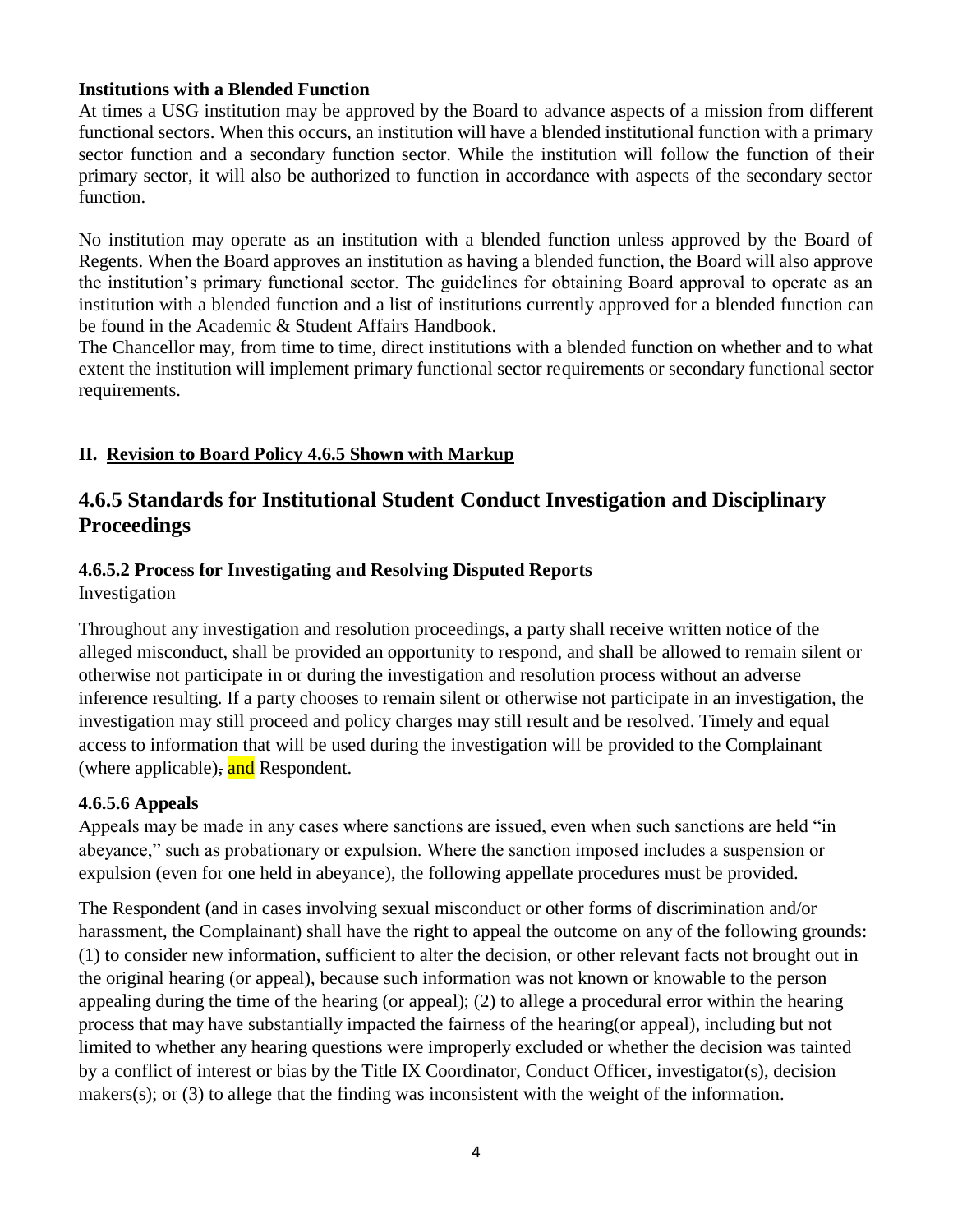**Institutions with a Blended Function**

At times a USG institution may be approved by the Board to advance aspects of a mission from different functional sectors. When this occurs, an institution will have a blended institutional function with a primary sector function and a secondary function sector. While the institution will follow the function of their primary sector, it will also be authorized to function in accordance with aspects of the secondary sector function.

No institution may operate as an institution with a blended function unless approved by the Board of Regents. When the Board approves an institution as having a blended function, the Board will also approve the institution's primary functional sector. The guidelines for obtaining Board approval to operate as an institution with a blended function and a list of institutions currently approved for a blended function can be found in the Academic & Student Affairs Handbook.

The Chancellor may, from time to time, direct institutions with a blended function on whether and to what extent the institution will implement primary functional sector requirements or secondary functional sector requirements.

## II. Revision to Board Policy 4.6.5 Shown with Markup

## 4.6.5 Standards for Institutional Student Conduct Investigation and Disciplinary Proceedings

### 4.6.5.2 Process for Investigating and Resolving Disputed Reports

Investigation

Throughout any investigation and resolution proceedings, a party shall receive written notice of the alleged misconduct, shall be provided an opportunity to respond, and shall be allowed to remain silent or otherwise not participate in or during the investigation and resolution process without an adverse inference resulting. If a party chooses to remain silent or otherwise not participate in an investigation, the investigation may still proceed and policy charges may still result and be resolved. Timely and equal access to information that will be used during the investigation will be provided to the Complainant (where applicable), and Respondent.

### 4.6.5.6 Appeals

Appeals may be made in any cases where sanctions are issued, even when such sanctions are held "in abeyance," such as probationary or expulsion. Where the sanction imposed includes a suspension or expulsion (even for one held in abeyance), the following appellate procedures must be provided.

The Respondent (and in cases involving sexual misconduct or other forms of discrimination and/or harassment, the Complainant) shall have the right to appeal the outcome on any of the following grounds: (1) to consider new information, sufficient to alter the decision, or other relevant facts not brought out in the original hearing (or appeal), because such information was not known or knowable to the person appealing during the time of the hearing (or appeal); (2) to allege a procedural error within the hearing process that may have substantially impacted the fairness of the hearing(or appeal), including but not limited to whether any hearing questions were improperly excluded or whether the decision was tainted by a conflict of interest or bias by the Title IX Coordinator, Conduct Officer, investigator(s), decision makers(s); or (3) to allege that the finding was inconsistent with the weight of the information.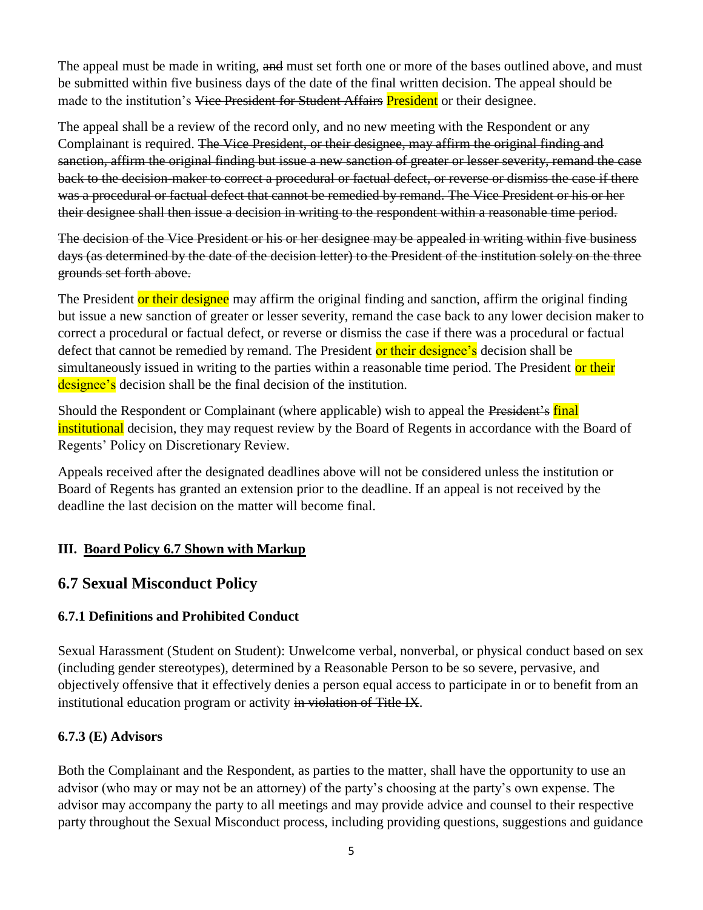The appeal must be made in writing, ~~and~~ must set forth one or more of the bases outlined above, and must be submitted within five business days of the date of the final written decision. The appeal should be made to the institution's ~~Vice President for Student Affairs~~ President or their designee.

The appeal shall be a review of the record only, and no new meeting with the Respondent or any Complainant is required. ~~The Vice President, or their designee, may affirm the original finding and sanction, affirm the original finding but issue a new sanction of greater or lesser severity, remand the case back to the decision-maker to correct a procedural or factual defect, or reverse or dismiss the case if there was a procedural or factual defect that cannot be remedied by remand. The Vice President or his or her their designee shall then issue a decision in writing to the respondent within a reasonable time period.~~

~~The decision of the Vice President or his or her designee may be appealed in writing within five business days (as determined by the date of the decision letter) to the President of the institution solely on the three grounds set forth above.~~

The President or their designee may affirm the original finding and sanction, affirm the original finding but issue a new sanction of greater or lesser severity, remand the case back to any lower decision maker to correct a procedural or factual defect, or reverse or dismiss the case if there was a procedural or factual defect that cannot be remedied by remand. The President or their designee's decision shall be simultaneously issued in writing to the parties within a reasonable time period. The President or their designee's decision shall be the final decision of the institution.

Should the Respondent or Complainant (where applicable) wish to appeal the ~~President's~~ final institutional decision, they may request review by the Board of Regents in accordance with the Board of Regents' Policy on Discretionary Review.

Appeals received after the designated deadlines above will not be considered unless the institution or Board of Regents has granted an extension prior to the deadline. If an appeal is not received by the deadline the last decision on the matter will become final.

### III. Board Policy 6.7 Shown with Markup

## 6.7 Sexual Misconduct Policy

### 6.7.1 Definitions and Prohibited Conduct

Sexual Harassment (Student on Student): Unwelcome verbal, nonverbal, or physical conduct based on sex (including gender stereotypes), determined by a Reasonable Person to be so severe, pervasive, and objectively offensive that it effectively denies a person equal access to participate in or to benefit from an institutional education program or activity ~~in violation of Title IX~~.

### 6.7.3 (E) Advisors

Both the Complainant and the Respondent, as parties to the matter, shall have the opportunity to use an advisor (who may or may not be an attorney) of the party's choosing at the party's own expense. The advisor may accompany the party to all meetings and may provide advice and counsel to their respective party throughout the Sexual Misconduct process, including providing questions, suggestions and guidance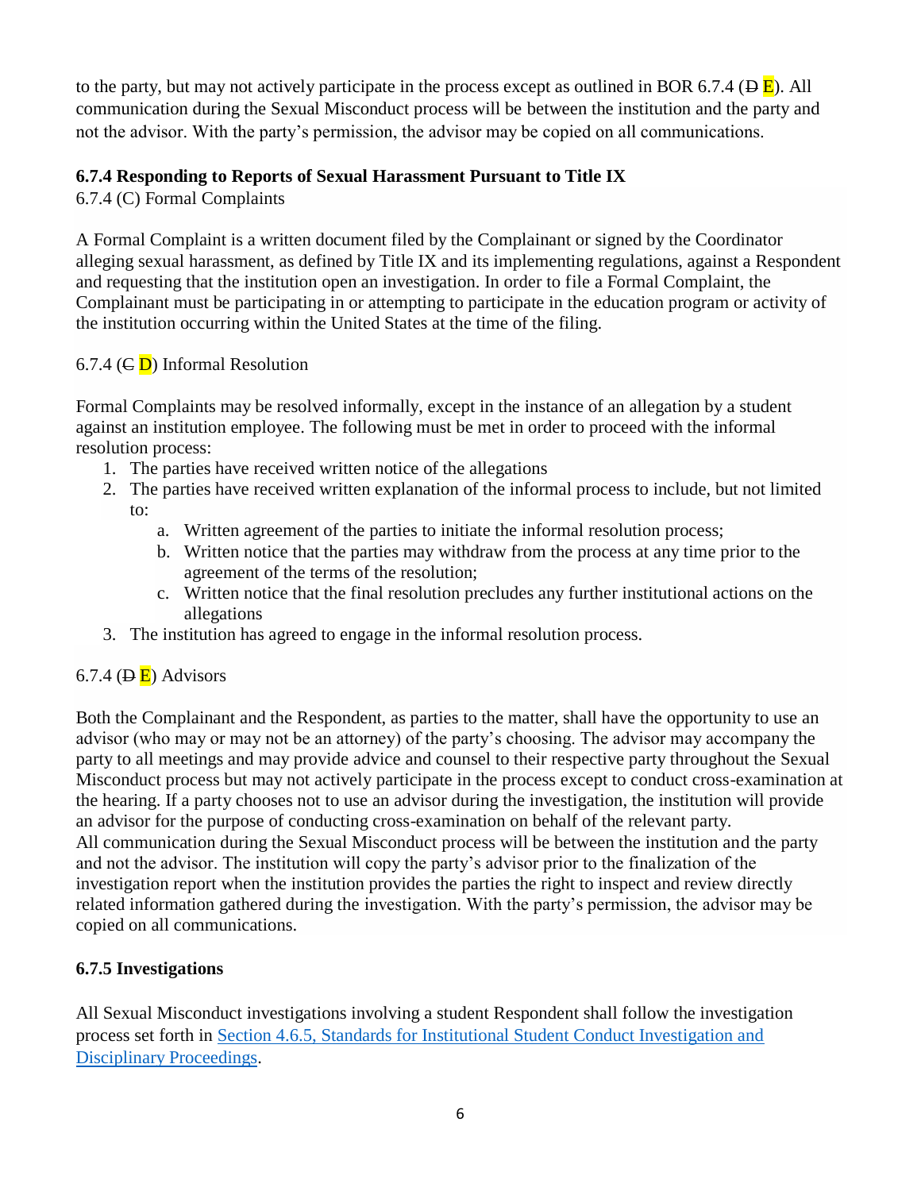to the party, but may not actively participate in the process except as outlined in BOR 6.7.4 (~~D~~ E). All communication during the Sexual Misconduct process will be between the institution and the party and not the advisor. With the party's permission, the advisor may be copied on all communications.

**6.7.4 Responding to Reports of Sexual Harassment Pursuant to Title IX**

6.7.4 (C) Formal Complaints

A Formal Complaint is a written document filed by the Complainant or signed by the Coordinator alleging sexual harassment, as defined by Title IX and its implementing regulations, against a Respondent and requesting that the institution open an investigation. In order to file a Formal Complaint, the Complainant must be participating in or attempting to participate in the education program or activity of the institution occurring within the United States at the time of the filing.

6.7.4 (~~C~~ D) Informal Resolution

Formal Complaints may be resolved informally, except in the instance of an allegation by a student against an institution employee. The following must be met in order to proceed with the informal resolution process:

1. The parties have received written notice of the allegations
2. The parties have received written explanation of the informal process to include, but not limited to:
    a. Written agreement of the parties to initiate the informal resolution process;
    b. Written notice that the parties may withdraw from the process at any time prior to the agreement of the terms of the resolution;
    c. Written notice that the final resolution precludes any further institutional actions on the allegations
3. The institution has agreed to engage in the informal resolution process.

6.7.4 (~~D~~ E) Advisors

Both the Complainant and the Respondent, as parties to the matter, shall have the opportunity to use an advisor (who may or may not be an attorney) of the party's choosing. The advisor may accompany the party to all meetings and may provide advice and counsel to their respective party throughout the Sexual Misconduct process but may not actively participate in the process except to conduct cross-examination at the hearing. If a party chooses not to use an advisor during the investigation, the institution will provide an advisor for the purpose of conducting cross-examination on behalf of the relevant party.
All communication during the Sexual Misconduct process will be between the institution and the party and not the advisor. The institution will copy the party's advisor prior to the finalization of the investigation report when the institution provides the parties the right to inspect and review directly related information gathered during the investigation. With the party's permission, the advisor may be copied on all communications.

**6.7.5 Investigations**

All Sexual Misconduct investigations involving a student Respondent shall follow the investigation process set forth in [Section 4.6.5, Standards for Institutional Student Conduct Investigation and Disciplinary Proceedings](#).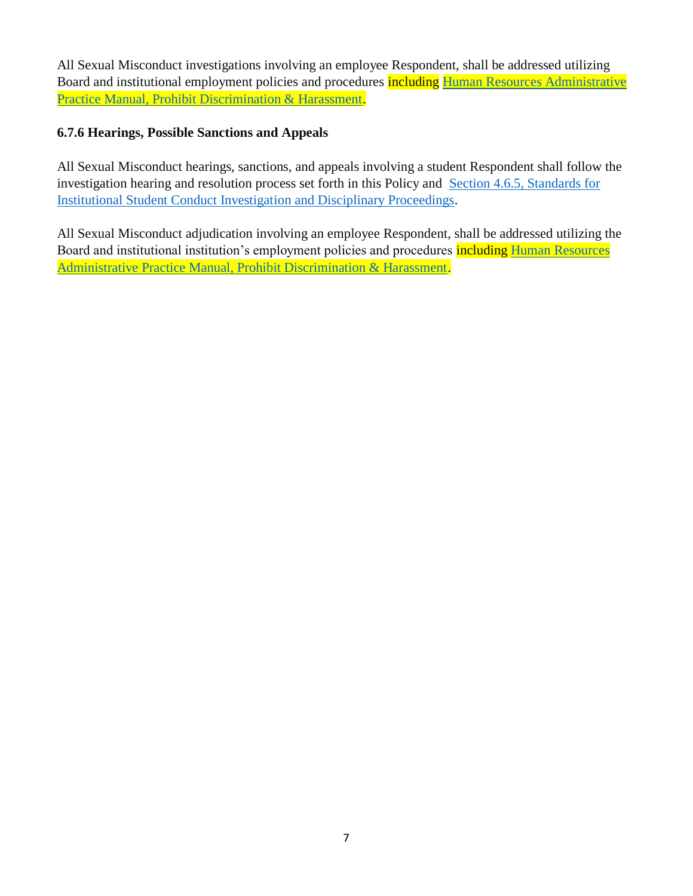All Sexual Misconduct investigations involving an employee Respondent, shall be addressed utilizing Board and institutional employment policies and procedures including Human Resources Administrative Practice Manual, Prohibit Discrimination & Harassment.

### 6.7.6 Hearings, Possible Sanctions and Appeals

All Sexual Misconduct hearings, sanctions, and appeals involving a student Respondent shall follow the investigation hearing and resolution process set forth in this Policy and Section 4.6.5, Standards for Institutional Student Conduct Investigation and Disciplinary Proceedings.

All Sexual Misconduct adjudication involving an employee Respondent, shall be addressed utilizing the Board and institutional institution's employment policies and procedures including Human Resources Administrative Practice Manual, Prohibit Discrimination & Harassment.